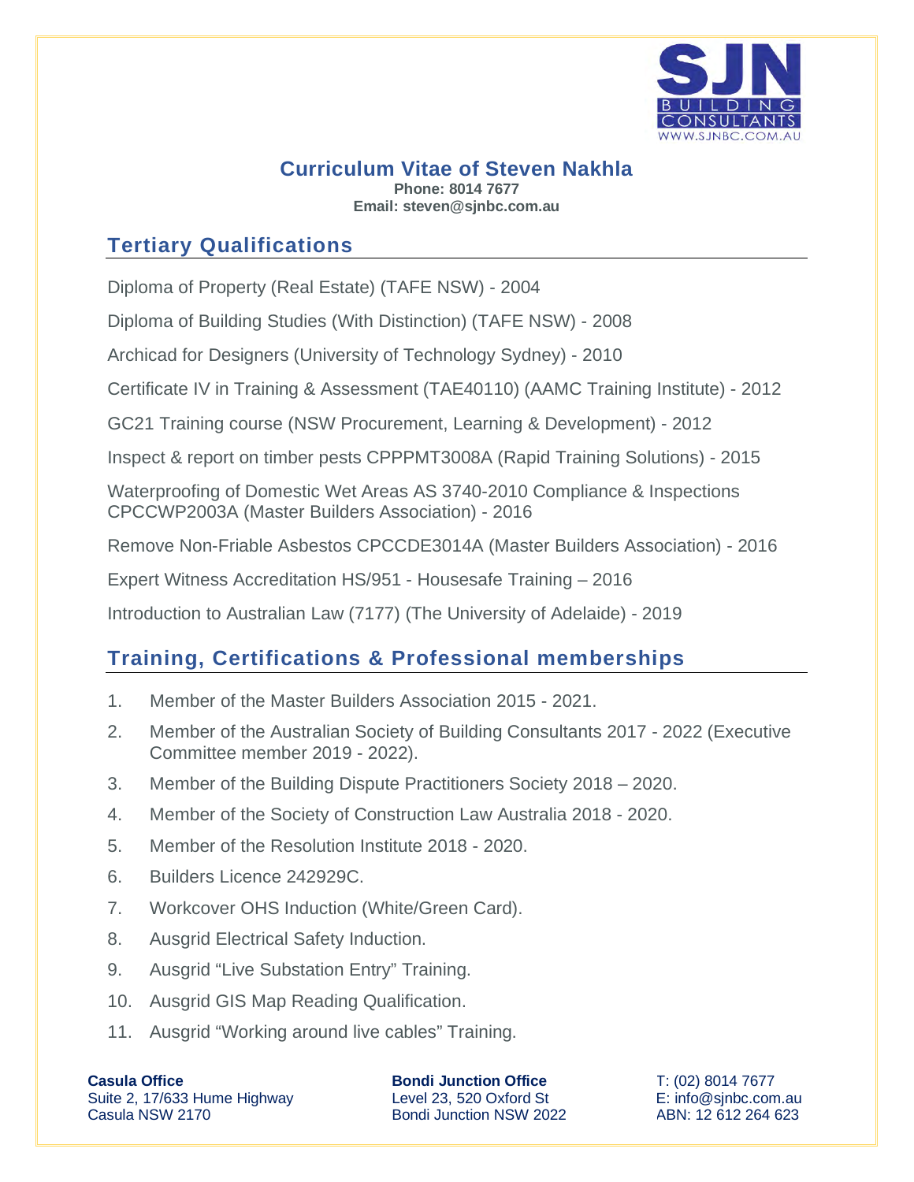# Curriculum Vitae of Steven Nakhla

**Phone: 8014 7677**
**Email: steven@sjnbc.com.au**

## Tertiary Qualifications

Diploma of Property (Real Estate) (TAFE NSW) - 2004

Diploma of Building Studies (With Distinction) (TAFE NSW) - 2008

Archicad for Designers (University of Technology Sydney) - 2010

Certificate IV in Training & Assessment (TAE40110) (AAMC Training Institute) - 2012

GC21 Training course (NSW Procurement, Learning & Development) - 2012

Inspect & report on timber pests CPPPMT3008A (Rapid Training Solutions) - 2015

Waterproofing of Domestic Wet Areas AS 3740-2010 Compliance & Inspections CPCCWP2003A (Master Builders Association) - 2016

Remove Non-Friable Asbestos CPCCDE3014A (Master Builders Association) - 2016

Expert Witness Accreditation HS/951 - Housesafe Training – 2016

Introduction to Australian Law (7177) (The University of Adelaide) - 2019

## Training, Certifications & Professional memberships

1. Member of the Master Builders Association 2015 - 2021.
2. Member of the Australian Society of Building Consultants 2017 - 2022 (Executive Committee member 2019 - 2022).
3. Member of the Building Dispute Practitioners Society 2018 – 2020.
4. Member of the Society of Construction Law Australia 2018 - 2020.
5. Member of the Resolution Institute 2018 - 2020.
6. Builders Licence 242929C.
7. Workcover OHS Induction (White/Green Card).
8. Ausgrid Electrical Safety Induction.
9. Ausgrid "Live Substation Entry" Training.
10. Ausgrid GIS Map Reading Qualification.
11. Ausgrid "Working around live cables" Training.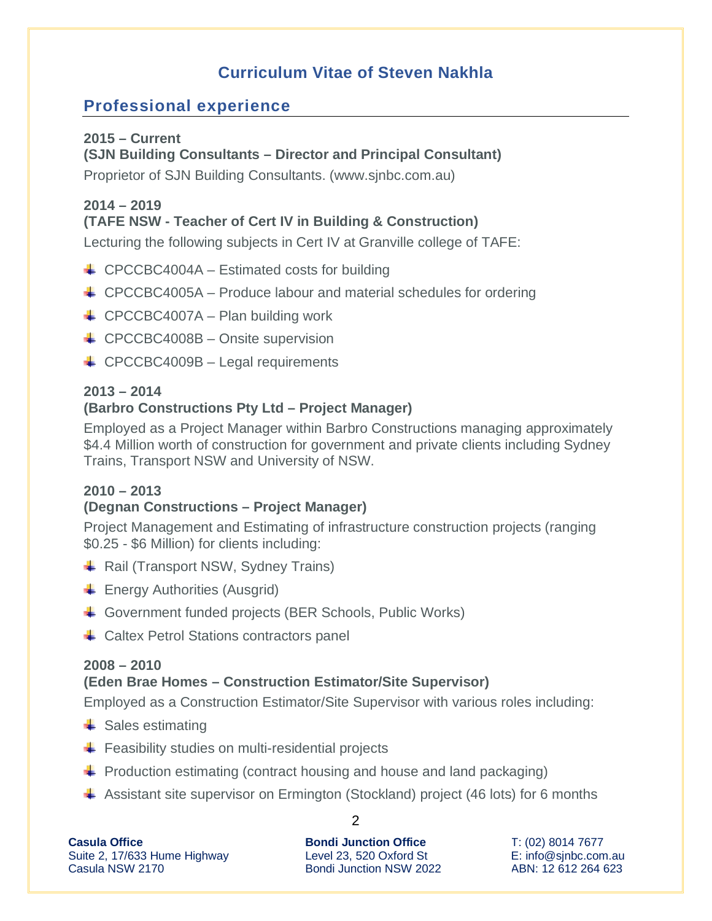# Curriculum Vitae of Steven Nakhla

## Professional experience

**2015 – Current**
**(SJN Building Consultants – Director and Principal Consultant)**

Proprietor of SJN Building Consultants. (www.sjnbc.com.au)

**2014 – 2019**
**(TAFE NSW - Teacher of Cert IV in Building & Construction)**

Lecturing the following subjects in Cert IV at Granville college of TAFE:

- CPCCBC4004A – Estimated costs for building
- CPCCBC4005A – Produce labour and material schedules for ordering
- CPCCBC4007A – Plan building work
- CPCCBC4008B – Onsite supervision
- CPCCBC4009B – Legal requirements

**2013 – 2014**
**(Barbro Constructions Pty Ltd – Project Manager)**

Employed as a Project Manager within Barbro Constructions managing approximately $4.4 Million worth of construction for government and private clients including Sydney Trains, Transport NSW and University of NSW.

**2010 – 2013**
**(Degnan Constructions – Project Manager)**

Project Management and Estimating of infrastructure construction projects (ranging $0.25 - $6 Million) for clients including:

- Rail (Transport NSW, Sydney Trains)
- Energy Authorities (Ausgrid)
- Government funded projects (BER Schools, Public Works)
- Caltex Petrol Stations contractors panel

**2008 – 2010**
**(Eden Brae Homes – Construction Estimator/Site Supervisor)**

Employed as a Construction Estimator/Site Supervisor with various roles including:

- Sales estimating
- Feasibility studies on multi-residential projects
- Production estimating (contract housing and house and land packaging)
- Assistant site supervisor on Ermington (Stockland) project (46 lots) for 6 months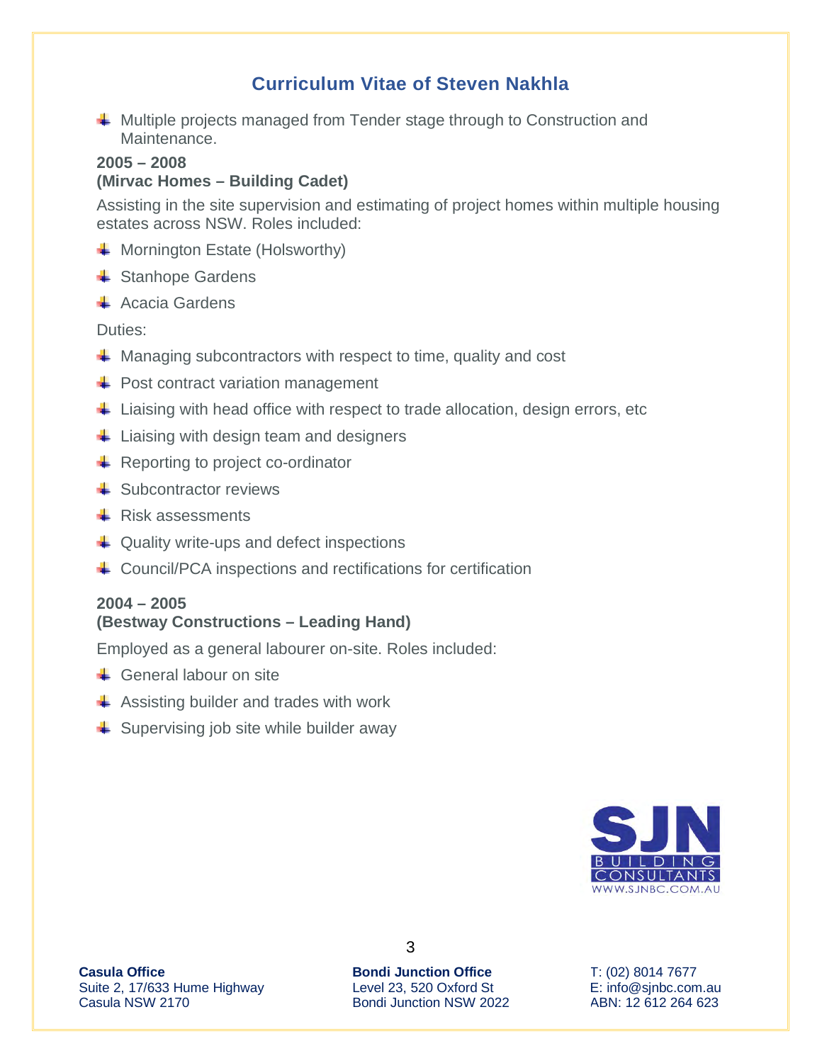- Multiple projects managed from Tender stage through to Construction and Maintenance.

**2005 – 2008**
**(Mirvac Homes – Building Cadet)**

Assisting in the site supervision and estimating of project homes within multiple housing estates across NSW. Roles included:

- Mornington Estate (Holsworthy)
- Stanhope Gardens
- Acacia Gardens

Duties:

- Managing subcontractors with respect to time, quality and cost
- Post contract variation management
- Liaising with head office with respect to trade allocation, design errors, etc
- Liaising with design team and designers
- Reporting to project co-ordinator
- Subcontractor reviews
- Risk assessments
- Quality write-ups and defect inspections
- Council/PCA inspections and rectifications for certification

**2004 – 2005**
**(Bestway Constructions – Leading Hand)**

Employed as a general labourer on-site. Roles included:

- General labour on site
- Assisting builder and trades with work
- Supervising job site while builder away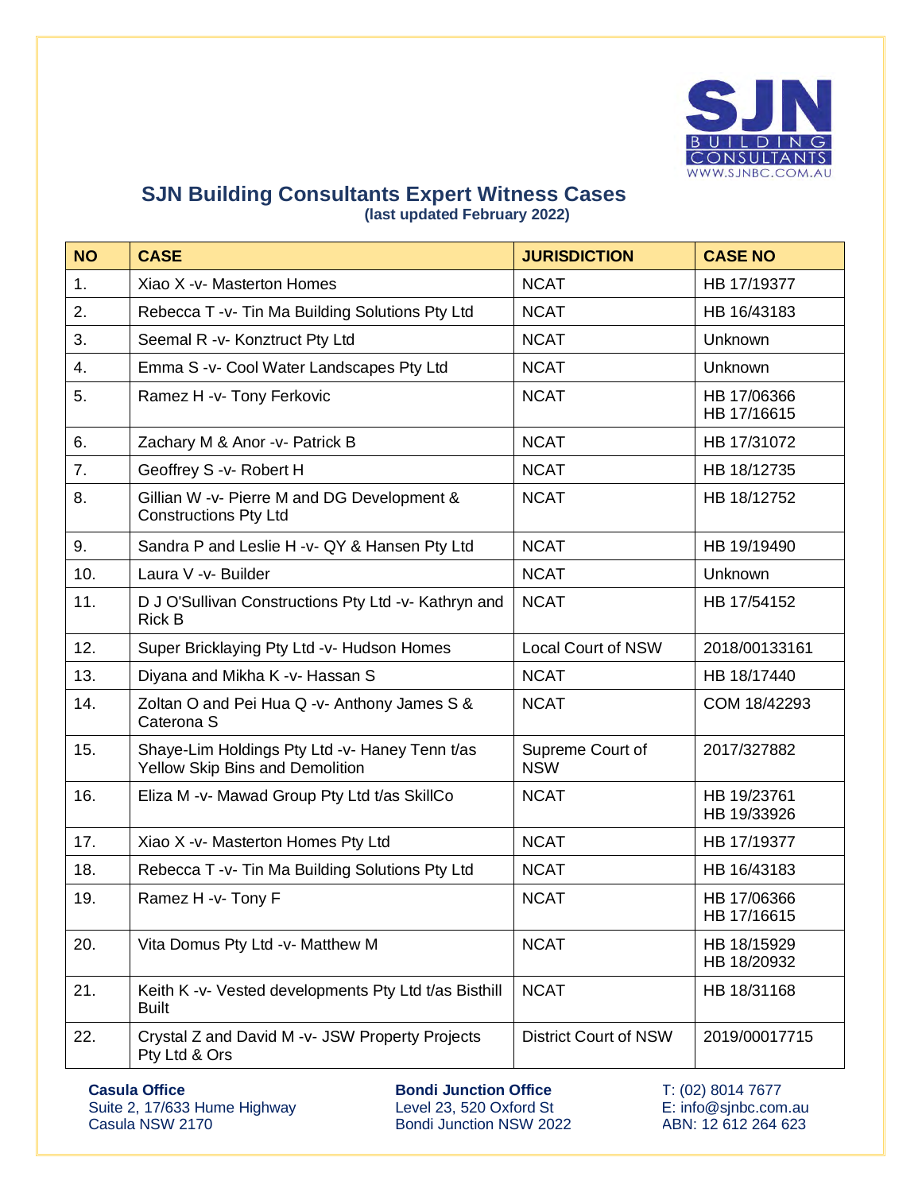## SJN Building Consultants Expert Witness Cases

**(last updated February 2022)**

| NO | CASE | JURISDICTION | CASE NO |
|---|---|---|---|
| 1. | Xiao X -v- Masterton Homes | NCAT | HB 17/19377 |
| 2. | Rebecca T -v- Tin Ma Building Solutions Pty Ltd | NCAT | HB 16/43183 |
| 3. | Seemal R -v- Konztruct Pty Ltd | NCAT | Unknown |
| 4. | Emma S -v- Cool Water Landscapes Pty Ltd | NCAT | Unknown |
| 5. | Ramez H -v- Tony Ferkovic | NCAT | HB 17/06366<br>HB 17/16615 |
| 6. | Zachary M & Anor -v- Patrick B | NCAT | HB 17/31072 |
| 7. | Geoffrey S -v- Robert H | NCAT | HB 18/12735 |
| 8. | Gillian W -v- Pierre M and DG Development & Constructions Pty Ltd | NCAT | HB 18/12752 |
| 9. | Sandra P and Leslie H -v- QY & Hansen Pty Ltd | NCAT | HB 19/19490 |
| 10. | Laura V -v- Builder | NCAT | Unknown |
| 11. | D J O'Sullivan Constructions Pty Ltd -v- Kathryn and Rick B | NCAT | HB 17/54152 |
| 12. | Super Bricklaying Pty Ltd -v- Hudson Homes | Local Court of NSW | 2018/00133161 |
| 13. | Diyana and Mikha K -v- Hassan S | NCAT | HB 18/17440 |
| 14. | Zoltan O and Pei Hua Q -v- Anthony James S & Caterona S | NCAT | COM 18/42293 |
| 15. | Shaye-Lim Holdings Pty Ltd -v- Haney Tenn t/as Yellow Skip Bins and Demolition | Supreme Court of NSW | 2017/327882 |
| 16. | Eliza M -v- Mawad Group Pty Ltd t/as SkillCo | NCAT | HB 19/23761<br>HB 19/33926 |
| 17. | Xiao X -v- Masterton Homes Pty Ltd | NCAT | HB 17/19377 |
| 18. | Rebecca T -v- Tin Ma Building Solutions Pty Ltd | NCAT | HB 16/43183 |
| 19. | Ramez H -v- Tony F | NCAT | HB 17/06366<br>HB 17/16615 |
| 20. | Vita Domus Pty Ltd -v- Matthew M | NCAT | HB 18/15929<br>HB 18/20932 |
| 21. | Keith K -v- Vested developments Pty Ltd t/as Bisthill Built | NCAT | HB 18/31168 |
| 22. | Crystal Z and David M -v- JSW Property Projects Pty Ltd & Ors | District Court of NSW | 2019/00017715 |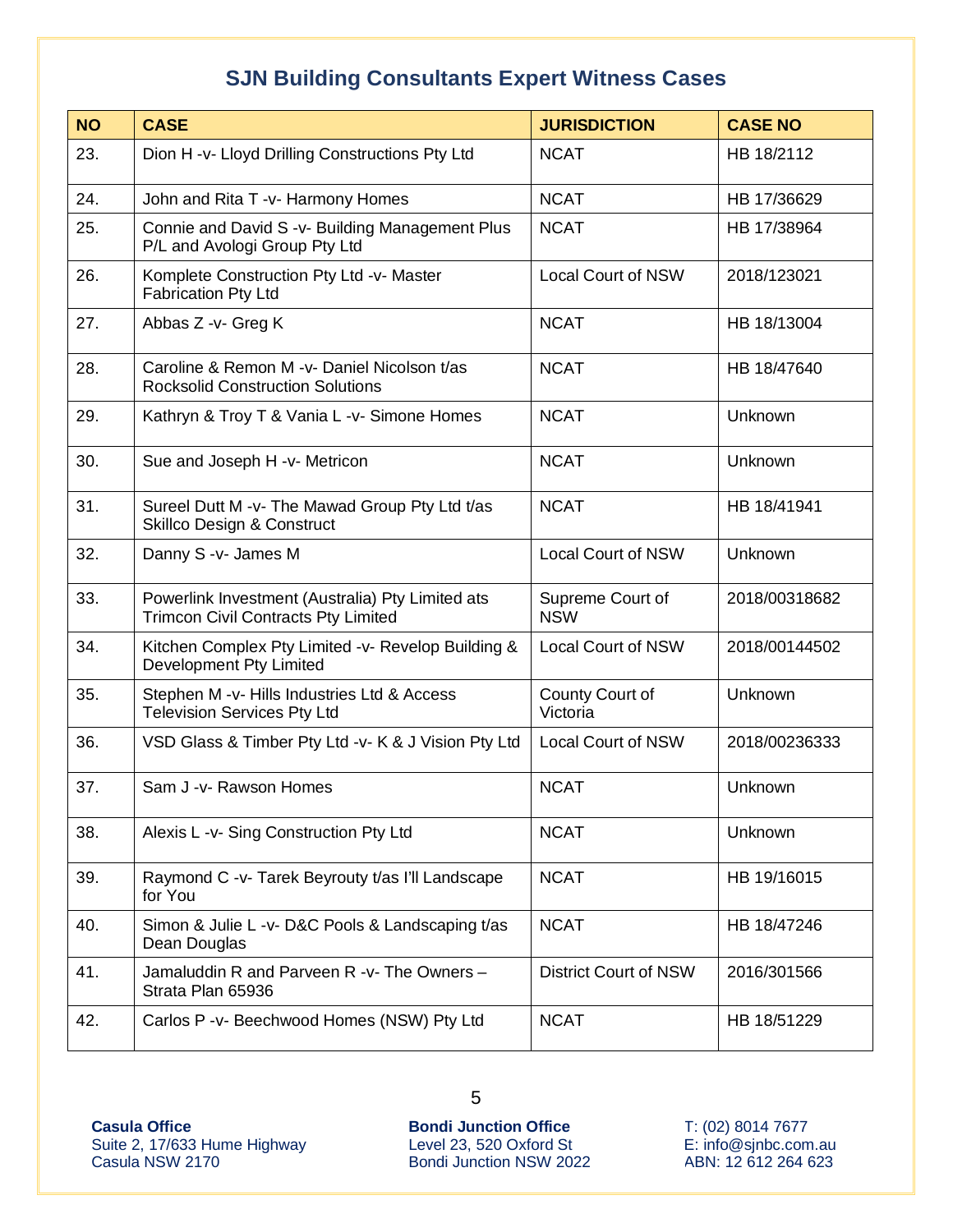# SJN Building Consultants Expert Witness Cases

| NO | CASE | JURISDICTION | CASE NO |
|---|---|---|---|
| 23. | Dion H -v- Lloyd Drilling Constructions Pty Ltd | NCAT | HB 18/2112 |
| 24. | John and Rita T -v- Harmony Homes | NCAT | HB 17/36629 |
| 25. | Connie and David S -v- Building Management Plus P/L and Avologi Group Pty Ltd | NCAT | HB 17/38964 |
| 26. | Komplete Construction Pty Ltd -v- Master Fabrication Pty Ltd | Local Court of NSW | 2018/123021 |
| 27. | Abbas Z -v- Greg K | NCAT | HB 18/13004 |
| 28. | Caroline & Remon M -v- Daniel Nicolson t/as Rocksolid Construction Solutions | NCAT | HB 18/47640 |
| 29. | Kathryn & Troy T & Vania L -v- Simone Homes | NCAT | Unknown |
| 30. | Sue and Joseph H -v- Metricon | NCAT | Unknown |
| 31. | Sureel Dutt M -v- The Mawad Group Pty Ltd t/as Skillco Design & Construct | NCAT | HB 18/41941 |
| 32. | Danny S -v- James M | Local Court of NSW | Unknown |
| 33. | Powerlink Investment (Australia) Pty Limited ats Trimcon Civil Contracts Pty Limited | Supreme Court of NSW | 2018/00318682 |
| 34. | Kitchen Complex Pty Limited -v- Revelop Building & Development Pty Limited | Local Court of NSW | 2018/00144502 |
| 35. | Stephen M -v- Hills Industries Ltd & Access Television Services Pty Ltd | County Court of Victoria | Unknown |
| 36. | VSD Glass & Timber Pty Ltd -v- K & J Vision Pty Ltd | Local Court of NSW | 2018/00236333 |
| 37. | Sam J -v- Rawson Homes | NCAT | Unknown |
| 38. | Alexis L -v- Sing Construction Pty Ltd | NCAT | Unknown |
| 39. | Raymond C -v- Tarek Beyrouty t/as I'll Landscape for You | NCAT | HB 19/16015 |
| 40. | Simon & Julie L -v- D&C Pools & Landscaping t/as Dean Douglas | NCAT | HB 18/47246 |
| 41. | Jamaluddin R and Parveen R -v- The Owners – Strata Plan 65936 | District Court of NSW | 2016/301566 |
| 42. | Carlos P -v- Beechwood Homes (NSW) Pty Ltd | NCAT | HB 18/51229 |

**Casula Office**
Suite 2, 17/633 Hume Highway
Casula NSW 2170

**Bondi Junction Office**
Level 23, 520 Oxford St
Bondi Junction NSW 2022

T: (02) 8014 7677
E: info@sjnbc.com.au
ABN: 12 612 264 623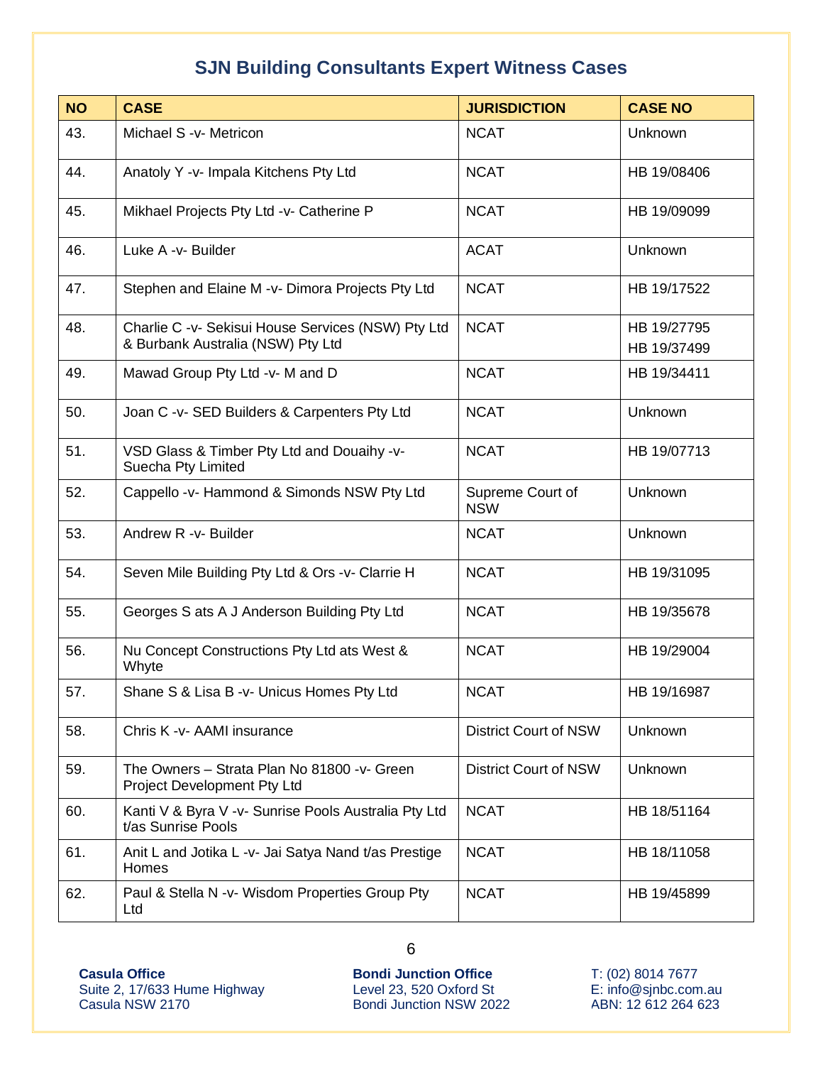# SJN Building Consultants Expert Witness Cases

| NO | CASE | JURISDICTION | CASE NO |
|---|---|---|---|
| 43. | Michael S -v- Metricon | NCAT | Unknown |
| 44. | Anatoly Y -v- Impala Kitchens Pty Ltd | NCAT | HB 19/08406 |
| 45. | Mikhael Projects Pty Ltd -v- Catherine P | NCAT | HB 19/09099 |
| 46. | Luke A -v- Builder | ACAT | Unknown |
| 47. | Stephen and Elaine M -v- Dimora Projects Pty Ltd | NCAT | HB 19/17522 |
| 48. | Charlie C -v- Sekisui House Services (NSW) Pty Ltd & Burbank Australia (NSW) Pty Ltd | NCAT | HB 19/27795<br>HB 19/37499 |
| 49. | Mawad Group Pty Ltd -v- M and D | NCAT | HB 19/34411 |
| 50. | Joan C -v- SED Builders & Carpenters Pty Ltd | NCAT | Unknown |
| 51. | VSD Glass & Timber Pty Ltd and Douaihy -v- Suecha Pty Limited | NCAT | HB 19/07713 |
| 52. | Cappello -v- Hammond & Simonds NSW Pty Ltd | Supreme Court of NSW | Unknown |
| 53. | Andrew R -v- Builder | NCAT | Unknown |
| 54. | Seven Mile Building Pty Ltd & Ors -v- Clarrie H | NCAT | HB 19/31095 |
| 55. | Georges S ats A J Anderson Building Pty Ltd | NCAT | HB 19/35678 |
| 56. | Nu Concept Constructions Pty Ltd ats West & Whyte | NCAT | HB 19/29004 |
| 57. | Shane S & Lisa B -v- Unicus Homes Pty Ltd | NCAT | HB 19/16987 |
| 58. | Chris K -v- AAMI insurance | District Court of NSW | Unknown |
| 59. | The Owners – Strata Plan No 81800 -v- Green Project Development Pty Ltd | District Court of NSW | Unknown |
| 60. | Kanti V & Byra V -v- Sunrise Pools Australia Pty Ltd t/as Sunrise Pools | NCAT | HB 18/51164 |
| 61. | Anit L and Jotika L -v- Jai Satya Nand t/as Prestige Homes | NCAT | HB 18/11058 |
| 62. | Paul & Stella N -v- Wisdom Properties Group Pty Ltd | NCAT | HB 19/45899 |

**Casula Office**
Suite 2, 17/633 Hume Highway
Casula NSW 2170

**Bondi Junction Office**
Level 23, 520 Oxford St
Bondi Junction NSW 2022

T: (02) 8014 7677
E: info@sjnbc.com.au
ABN: 12 612 264 623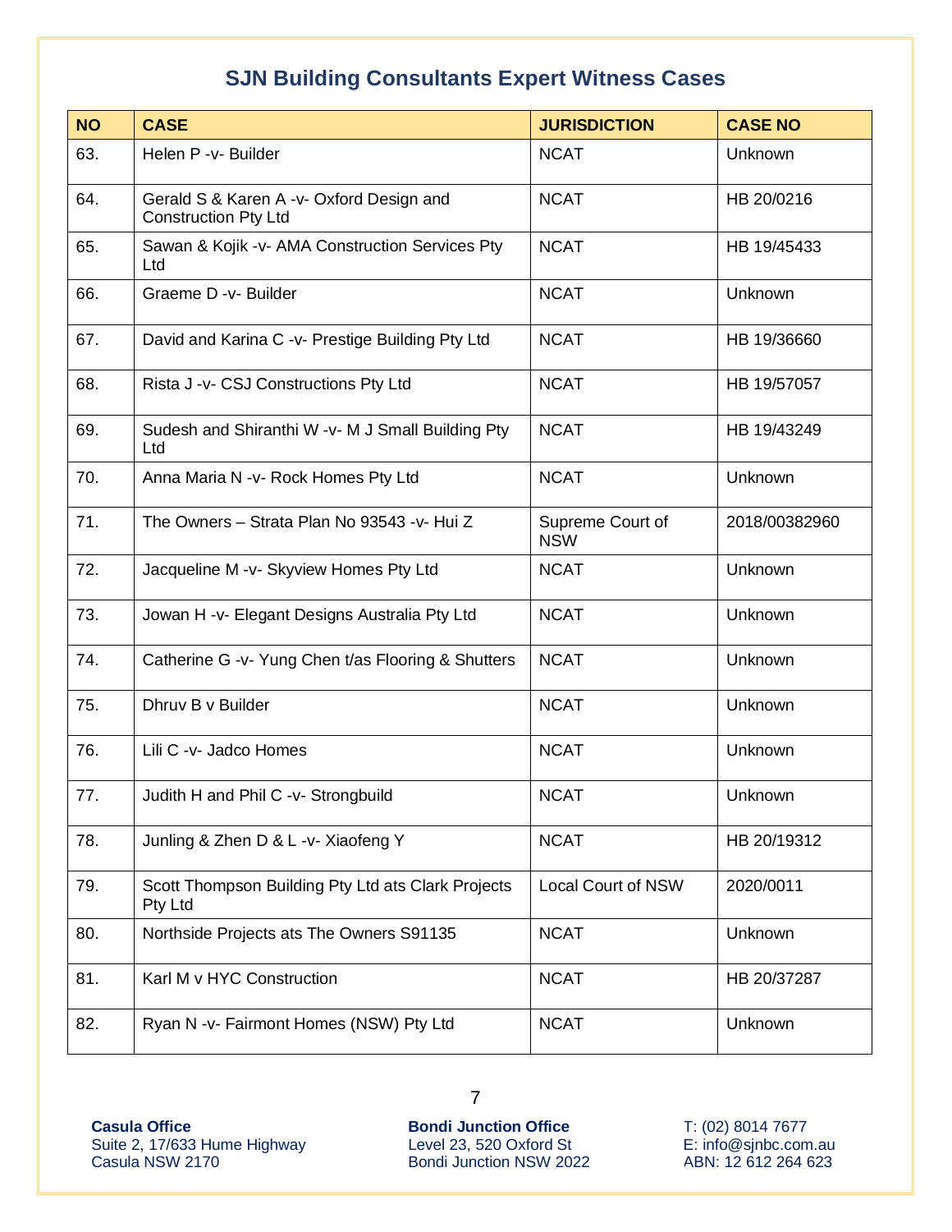# SJN Building Consultants Expert Witness Cases

| NO | CASE | JURISDICTION | CASE NO |
|---|---|---|---|
| 63. | Helen P -v- Builder | NCAT | Unknown |
| 64. | Gerald S & Karen A -v- Oxford Design and Construction Pty Ltd | NCAT | HB 20/0216 |
| 65. | Sawan & Kojik -v- AMA Construction Services Pty Ltd | NCAT | HB 19/45433 |
| 66. | Graeme D -v- Builder | NCAT | Unknown |
| 67. | David and Karina C -v- Prestige Building Pty Ltd | NCAT | HB 19/36660 |
| 68. | Rista J -v- CSJ Constructions Pty Ltd | NCAT | HB 19/57057 |
| 69. | Sudesh and Shiranthi W -v- M J Small Building Pty Ltd | NCAT | HB 19/43249 |
| 70. | Anna Maria N -v- Rock Homes Pty Ltd | NCAT | Unknown |
| 71. | The Owners – Strata Plan No 93543 -v- Hui Z | Supreme Court of NSW | 2018/00382960 |
| 72. | Jacqueline M -v- Skyview Homes Pty Ltd | NCAT | Unknown |
| 73. | Jowan H -v- Elegant Designs Australia Pty Ltd | NCAT | Unknown |
| 74. | Catherine G -v- Yung Chen t/as Flooring & Shutters | NCAT | Unknown |
| 75. | Dhruv B v Builder | NCAT | Unknown |
| 76. | Lili C -v- Jadco Homes | NCAT | Unknown |
| 77. | Judith H and Phil C -v- Strongbuild | NCAT | Unknown |
| 78. | Junling & Zhen D & L -v- Xiaofeng Y | NCAT | HB 20/19312 |
| 79. | Scott Thompson Building Pty Ltd ats Clark Projects Pty Ltd | Local Court of NSW | 2020/0011 |
| 80. | Northside Projects ats The Owners S91135 | NCAT | Unknown |
| 81. | Karl M v HYC Construction | NCAT | HB 20/37287 |
| 82. | Ryan N -v- Fairmont Homes (NSW) Pty Ltd | NCAT | Unknown |

**Casula Office**
Suite 2, 17/633 Hume Highway
Casula NSW 2170

**Bondi Junction Office**
Level 23, 520 Oxford St
Bondi Junction NSW 2022

T: (02) 8014 7677
E: info@sjnbc.com.au
ABN: 12 612 264 623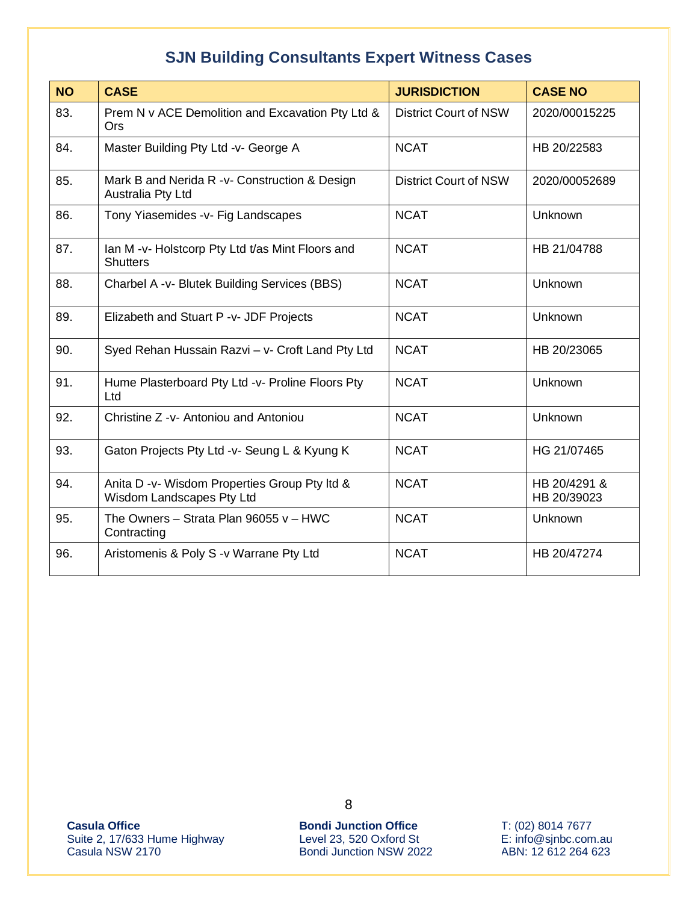## SJN Building Consultants Expert Witness Cases

| NO | CASE | JURISDICTION | CASE NO |
|---|---|---|---|
| 83. | Prem N v ACE Demolition and Excavation Pty Ltd & Ors | District Court of NSW | 2020/00015225 |
| 84. | Master Building Pty Ltd -v- George A | NCAT | HB 20/22583 |
| 85. | Mark B and Nerida R -v- Construction & Design Australia Pty Ltd | District Court of NSW | 2020/00052689 |
| 86. | Tony Yiasemides -v- Fig Landscapes | NCAT | Unknown |
| 87. | Ian M -v- Holstcorp Pty Ltd t/as Mint Floors and Shutters | NCAT | HB 21/04788 |
| 88. | Charbel A -v- Blutek Building Services (BBS) | NCAT | Unknown |
| 89. | Elizabeth and Stuart P -v- JDF Projects | NCAT | Unknown |
| 90. | Syed Rehan Hussain Razvi – v- Croft Land Pty Ltd | NCAT | HB 20/23065 |
| 91. | Hume Plasterboard Pty Ltd -v- Proline Floors Pty Ltd | NCAT | Unknown |
| 92. | Christine Z -v- Antoniou and Antoniou | NCAT | Unknown |
| 93. | Gaton Projects Pty Ltd -v- Seung L & Kyung K | NCAT | HG 21/07465 |
| 94. | Anita D -v- Wisdom Properties Group Pty ltd & Wisdom Landscapes Pty Ltd | NCAT | HB 20/4291 & HB 20/39023 |
| 95. | The Owners – Strata Plan 96055 v – HWC Contracting | NCAT | Unknown |
| 96. | Aristomenis & Poly S -v Warrane Pty Ltd | NCAT | HB 20/47274 |

**Casula Office**
Suite 2, 17/633 Hume Highway
Casula NSW 2170

**Bondi Junction Office**
Level 23, 520 Oxford St
Bondi Junction NSW 2022

T: (02) 8014 7677
E: info@sjnbc.com.au
ABN: 12 612 264 623